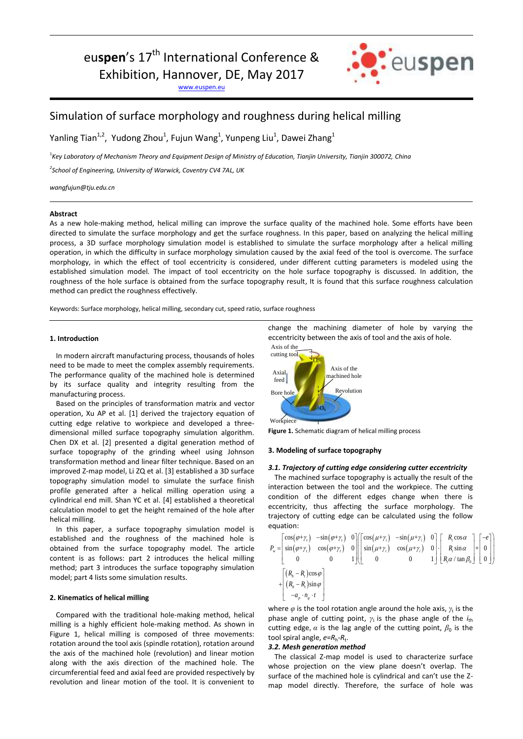# euspen's 17th International Conference & Exhibition, Hannover, DE, May 2017

www.euspen.eu

## Simulation of surface morphology and roughness during helical milling

Yanling Tian[1,2], Yudong Zhou[1], Fujun Wang[1], Yunpeng Liu[1], Dawei Zhang[1]

[1]*Key Laboratory of Mechanism Theory and Equipment Design of Ministry of Education, Tianjin University, Tianjin 300072, China*

[2]*School of Engineering, University of Warwick, Coventry CV4 7AL, UK*

*wangfujun@tju.edu.cn*

### Abstract

As a new hole-making method, helical milling can improve the surface quality of the machined hole. Some efforts have been directed to simulate the surface morphology and get the surface roughness. In this paper, based on analyzing the helical milling process, a 3D surface morphology simulation model is established to simulate the surface morphology after a helical milling operation, in which the difficulty in surface morphology simulation caused by the axial feed of the tool is overcome. The surface morphology, in which the effect of tool eccentricity is considered, under different cutting parameters is modeled using the established simulation model. The impact of tool eccentricity on the hole surface topography is discussed. In addition, the roughness of the hole surface is obtained from the surface topography result, It is found that this surface roughness calculation method can predict the roughness effectively.

Keywords: Surface morphology, helical milling, secondary cut, speed ratio, surface roughness

### 1. Introduction

In modern aircraft manufacturing process, thousands of holes need to be made to meet the complex assembly requirements. The performance quality of the machined hole is determined by its surface quality and integrity resulting from the manufacturing process.

Based on the principles of transformation matrix and vector operation, Xu AP et al. [1] derived the trajectory equation of cutting edge relative to workpiece and developed a three-dimensional milled surface topography simulation algorithm. Chen DX et al. [2] presented a digital generation method of surface topography of the grinding wheel using Johnson transformation method and linear filter technique. Based on an improved Z-map model, Li ZQ et al. [3] established a 3D surface topography simulation model to simulate the surface finish profile generated after a helical milling operation using a cylindrical end mill. Shan YC et al. [4] established a theoretical calculation model to get the height remained of the hole after helical milling.

In this paper, a surface topography simulation model is established and the roughness of the machined hole is obtained from the surface topography model. The article content is as follows: part 2 introduces the helical milling method; part 3 introduces the surface topography simulation model; part 4 lists some simulation results.

### 2. Kinematics of helical milling

Compared with the traditional hole-making method, helical milling is a highly efficient hole-making method. As shown in Figure 1, helical milling is composed of three movements: rotation around the tool axis (spindle rotation), rotation around the axis of the machined hole (revolution) and linear motion along with the axis direction of the machined hole. The circumferential feed and axial feed are provided respectively by revolution and linear motion of the tool. It is convenient to change the machining diameter of hole by varying the eccentricity between the axis of tool and the axis of hole.

**Figure 1.** Schematic diagram of helical milling process

### 3. Modeling of surface topography

#### *3.1. Trajectory of cutting edge considering cutter eccentricity*

The machined surface topography is actually the result of the interaction between the tool and the workpiece. The cutting condition of the different edges change when there is eccentricity, thus affecting the surface morphology. The trajectory of cutting edge can be calculated using the follow equation:

$$P_w = \begin{bmatrix} \cos(\varphi+\gamma_t) & -\sin(\varphi+\gamma_t) & 0 \\ \sin(\varphi+\gamma_t) & \cos(\varphi+\gamma_t) & 0 \\ 0 & 0 & 1 \end{bmatrix} \left( \begin{bmatrix} \cos(\mu+\gamma_i) & -\sin(\mu+\gamma_i) & 0 \\ \sin(\mu+\gamma_i) & \cos(\mu+\gamma_i) & 0 \\ 0 & 0 & 1 \end{bmatrix} \cdot \begin{bmatrix} R_t\cos\alpha \\ R_t\sin\alpha \\ R_t\alpha/\tan\beta_0 \end{bmatrix} + \begin{bmatrix} -e \\ 0 \\ 0 \end{bmatrix} \right) + \begin{bmatrix} (R_h-R_t)\cos\varphi \\ (R_h-R_t)\sin\varphi \\ -a_p\cdot n_g\cdot t \end{bmatrix}$$

where $\varphi$ is the tool rotation angle around the hole axis, $\gamma_t$ is the phase angle of cutting point, $\gamma_i$ is the phase angle of the $i_{th}$ cutting edge, $\alpha$ is the lag angle of the cutting point, $\beta_0$ is the tool spiral angle, $e$=$R_h$-$R_t$.

#### *3.2. Mesh generation method*

The classical Z-map model is used to characterize surface whose projection on the view plane doesn't overlap. The surface of the machined hole is cylindrical and can't use the Z-map model directly. Therefore, the surface of hole was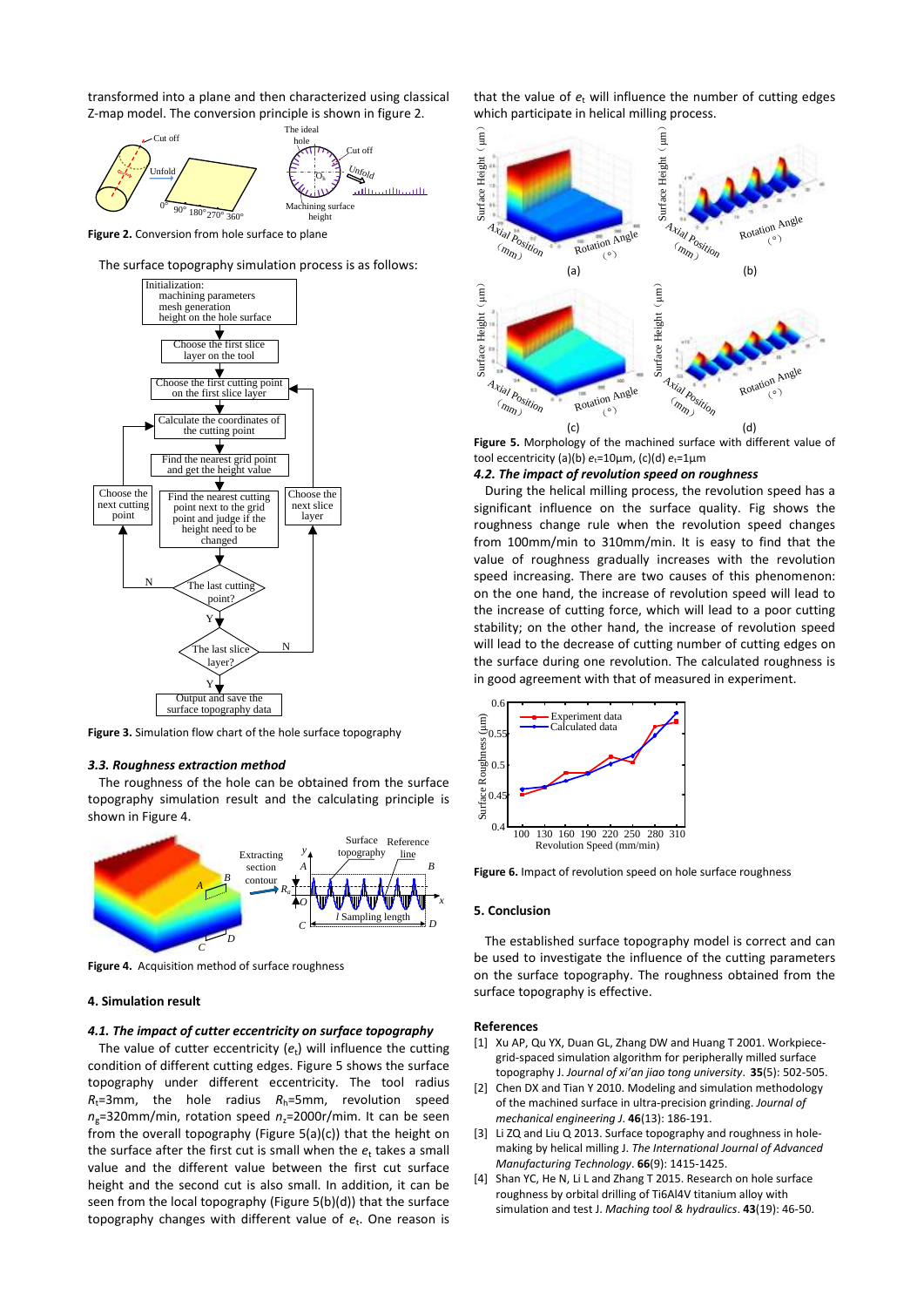transformed into a plane and then characterized using classical Z-map model. The conversion principle is shown in figure 2.

Cut off
Unfold
0° 90° 180° 270° 360°
The ideal hole
Cut off
Unfold
Machining surface height

**Figure 2.** Conversion from hole surface to plane

The surface topography simulation process is as follows:

Initialization: machining parameters mesh generation height on the hole surface
Choose the first slice layer on the tool
Choose the first cutting point on the first slice layer
Calculate the coordinates of the cutting point
Find the nearest grid point and get the height value
Find the nearest cutting point next to the grid point and judge if the height need to be changed
Choose the next cutting point
Choose the next slice layer
The last cutting point?
N
Y
The last slice layer?
N
Y
Output and save the surface topography data

**Figure 3.** Simulation flow chart of the hole surface topography

### 3.3. Roughness extraction method

The roughness of the hole can be obtained from the surface topography simulation result and the calculating principle is shown in Figure 4.

Extracting section contour
Surface topography
Reference line
A
B
C
D
$R_a$
O
x
y
$l$ Sampling length

**Figure 4.** Acquisition method of surface roughness

## 4. Simulation result

### 4.1. The impact of cutter eccentricity on surface topography

The value of cutter eccentricity ($e_t$) will influence the cutting condition of different cutting edges. Figure 5 shows the surface topography under different eccentricity. The tool radius $R_t$=3mm, the hole radius $R_h$=5mm, revolution speed $n_g$=320mm/min, rotation speed $n_z$=2000r/mim. It can be seen from the overall topography (Figure 5(a)(c)) that the height on the surface after the first cut is small when the $e_t$ takes a small value and the different value between the first cut surface height and the second cut is also small. In addition, it can be seen from the local topography (Figure 5(b)(d)) that the surface topography changes with different value of $e_t$. One reason is that the value of $e_t$ will influence the number of cutting edges which participate in helical milling process.

Surface Height（μm）
Axial Position（mm）
Rotation Angle（°）
(a)
(b)
(c)
(d)

**Figure 5.** Morphology of the machined surface with different value of tool eccentricity (a)(b) $e_t$=10μm, (c)(d) $e_t$=1μm

### 4.2. The impact of revolution speed on roughness

During the helical milling process, the revolution speed has a significant influence on the surface quality. Fig shows the roughness change rule when the revolution speed changes from 100mm/min to 310mm/min. It is easy to find that the value of roughness gradually increases with the revolution speed increasing. There are two causes of this phenomenon: on the one hand, the increase of revolution speed will lead to the increase of cutting force, which will lead to a poor cutting stability; on the other hand, the increase of revolution speed will lead to the decrease of cutting number of cutting edges on the surface during one revolution. The calculated roughness is in good agreement with that of measured in experiment.

Experiment data
Calculated data
Surface Roughness (μm)
0.4
0.45
0.5
0.55
0.6
100 130 160 190 220 250 280 310
Revolution Speed (mm/min)

**Figure 6.** Impact of revolution speed on hole surface roughness

## 5. Conclusion

The established surface topography model is correct and can be used to investigate the influence of the cutting parameters on the surface topography. The roughness obtained from the surface topography is effective.

## References

[1] Xu AP, Qu YX, Duan GL, Zhang DW and Huang T 2001. Workpiece-grid-spaced simulation algorithm for peripherally milled surface topography J. *Journal of xi'an jiao tong university*. **35**(5): 502-505.

[2] Chen DX and Tian Y 2010. Modeling and simulation methodology of the machined surface in ultra-precision grinding. *Journal of mechanical engineering J*. **46**(13): 186-191.

[3] Li ZQ and Liu Q 2013. Surface topography and roughness in hole-making by helical milling J. *The International Journal of Advanced Manufacturing Technology*. **66**(9): 1415-1425.

[4] Shan YC, He N, Li L and Zhang T 2015. Research on hole surface roughness by orbital drilling of Ti6Al4V titanium alloy with simulation and test J. *Maching tool & hydraulics*. **43**(19): 46-50.